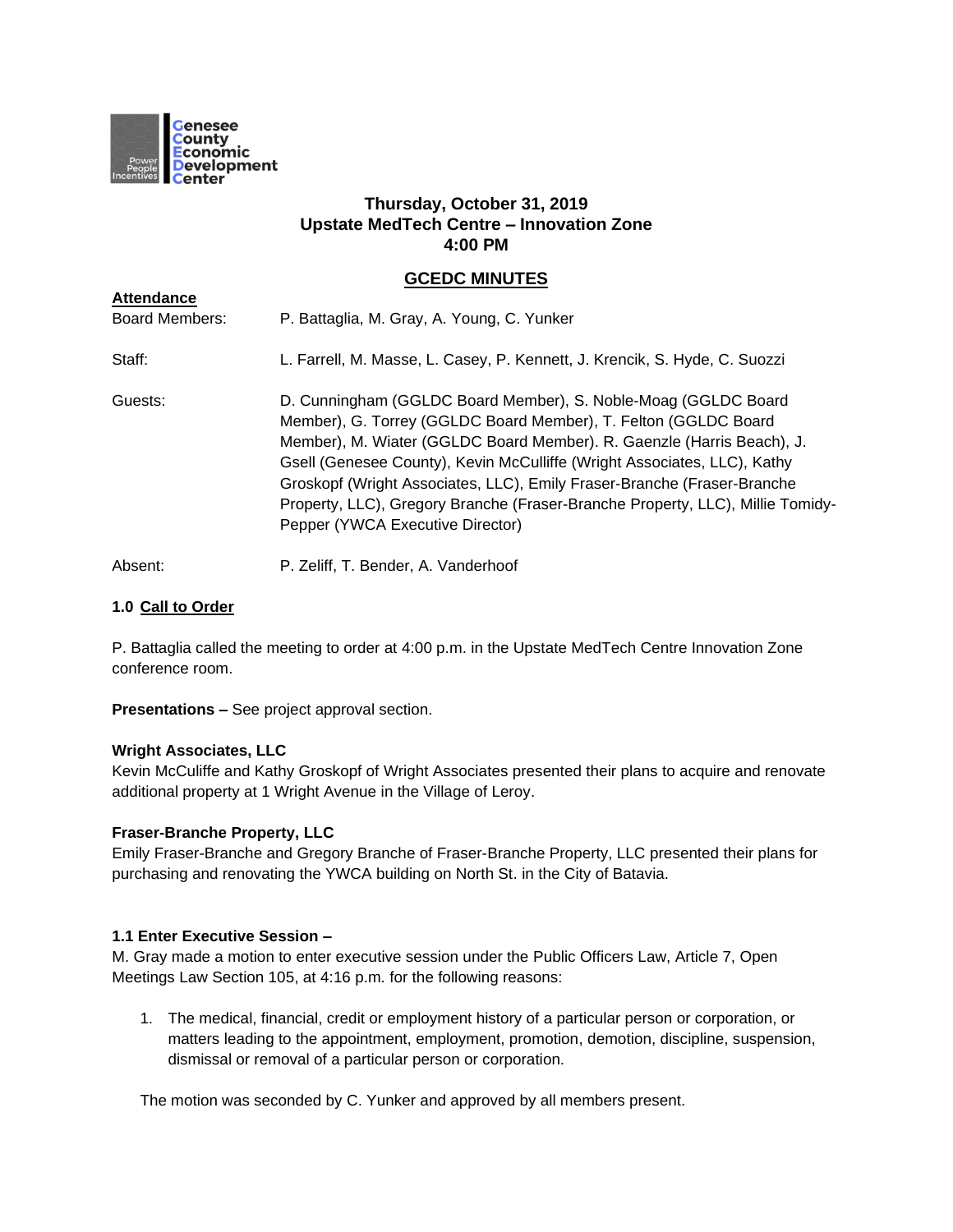Genesee County Economic Development Center

Power People Incentives

**Thursday, October 31, 2019**
**Upstate MedTech Centre – Innovation Zone**
**4:00 PM**

## GCEDC MINUTES

**Attendance**

| | |
|---|---|
| Board Members: | P. Battaglia, M. Gray, A. Young, C. Yunker |
| Staff: | L. Farrell, M. Masse, L. Casey, P. Kennett, J. Krencik, S. Hyde, C. Suozzi |
| Guests: | D. Cunningham (GGLDC Board Member), S. Noble-Moag (GGLDC Board Member), G. Torrey (GGLDC Board Member), T. Felton (GGLDC Board Member), M. Wiater (GGLDC Board Member). R. Gaenzle (Harris Beach), J. Gsell (Genesee County), Kevin McCulliffe (Wright Associates, LLC), Kathy Groskopf (Wright Associates, LLC), Emily Fraser-Branche (Fraser-Branche Property, LLC), Gregory Branche (Fraser-Branche Property, LLC), Millie Tomidy-Pepper (YWCA Executive Director) |
| Absent: | P. Zeliff, T. Bender, A. Vanderhoof |

**1.0 Call to Order**

P. Battaglia called the meeting to order at 4:00 p.m. in the Upstate MedTech Centre Innovation Zone conference room.

**Presentations –** See project approval section.

**Wright Associates, LLC**
Kevin McCuliffe and Kathy Groskopf of Wright Associates presented their plans to acquire and renovate additional property at 1 Wright Avenue in the Village of Leroy.

**Fraser-Branche Property, LLC**
Emily Fraser-Branche and Gregory Branche of Fraser-Branche Property, LLC presented their plans for purchasing and renovating the YWCA building on North St. in the City of Batavia.

**1.1 Enter Executive Session –**
M. Gray made a motion to enter executive session under the Public Officers Law, Article 7, Open Meetings Law Section 105, at 4:16 p.m. for the following reasons:

1. The medical, financial, credit or employment history of a particular person or corporation, or matters leading to the appointment, employment, promotion, demotion, discipline, suspension, dismissal or removal of a particular person or corporation.

The motion was seconded by C. Yunker and approved by all members present.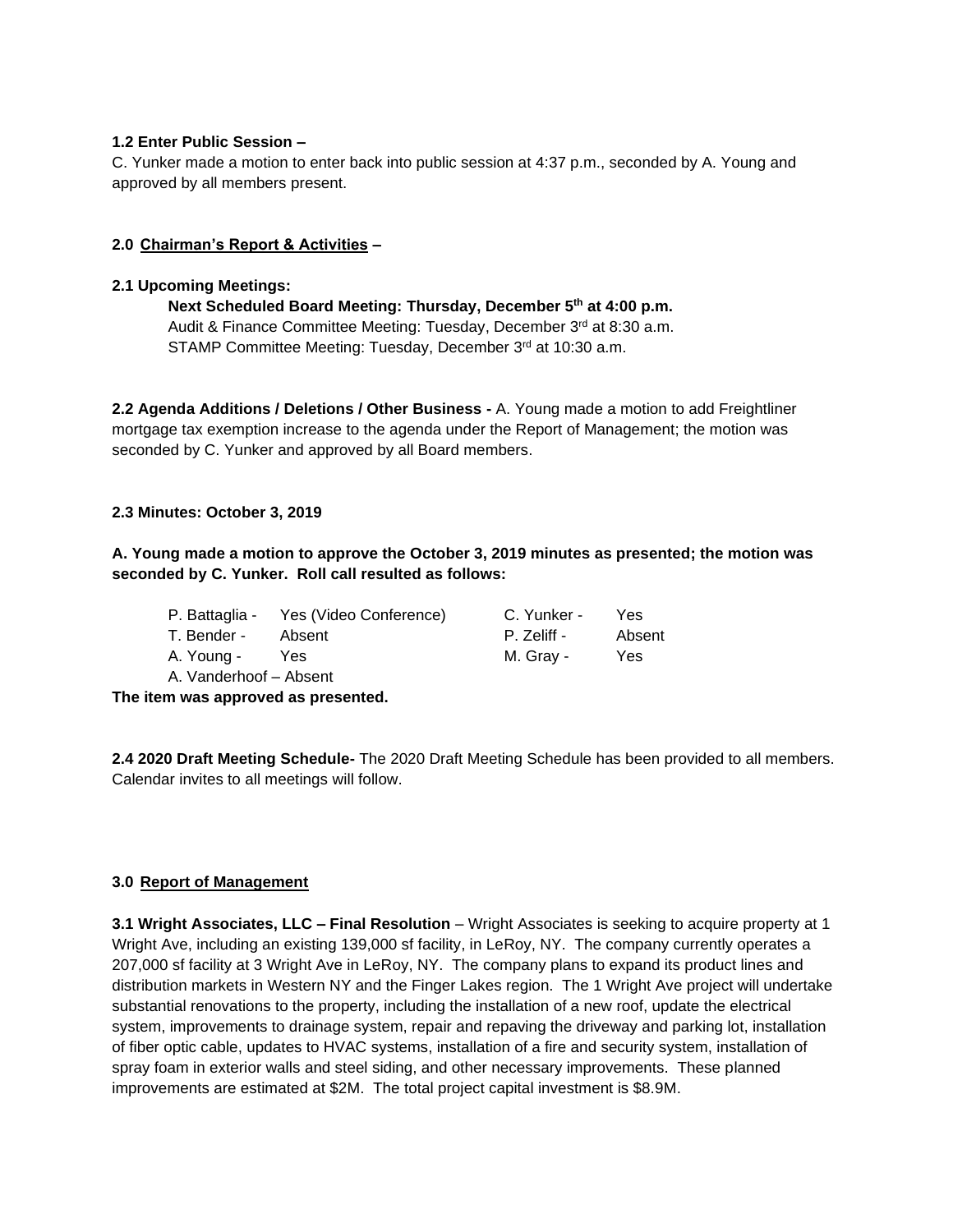**1.2 Enter Public Session –**
C. Yunker made a motion to enter back into public session at 4:37 p.m., seconded by A. Young and approved by all members present.

**2.0 <u>Chairman's Report & Activities</u> –**

**2.1 Upcoming Meetings:**

**Next Scheduled Board Meeting: Thursday, December 5th at 4:00 p.m.**
Audit & Finance Committee Meeting: Tuesday, December 3rd at 8:30 a.m.
STAMP Committee Meeting: Tuesday, December 3rd at 10:30 a.m.

**2.2 Agenda Additions / Deletions / Other Business -** A. Young made a motion to add Freightliner mortgage tax exemption increase to the agenda under the Report of Management; the motion was seconded by C. Yunker and approved by all Board members.

**2.3 Minutes: October 3, 2019**

**A. Young made a motion to approve the October 3, 2019 minutes as presented; the motion was seconded by C. Yunker. Roll call resulted as follows:**

| | | | |
|---|---|---|---|
| P. Battaglia - | Yes (Video Conference) | C. Yunker - | Yes |
| T. Bender - | Absent | P. Zeliff - | Absent |
| A. Young - | Yes | M. Gray - | Yes |
| A. Vanderhoof – Absent | | | |

**The item was approved as presented.**

**2.4 2020 Draft Meeting Schedule-** The 2020 Draft Meeting Schedule has been provided to all members. Calendar invites to all meetings will follow.

**3.0 <u>Report of Management</u>**

**3.1 Wright Associates, LLC – Final Resolution** – Wright Associates is seeking to acquire property at 1 Wright Ave, including an existing 139,000 sf facility, in LeRoy, NY. The company currently operates a 207,000 sf facility at 3 Wright Ave in LeRoy, NY. The company plans to expand its product lines and distribution markets in Western NY and the Finger Lakes region. The 1 Wright Ave project will undertake substantial renovations to the property, including the installation of a new roof, update the electrical system, improvements to drainage system, repair and repaving the driveway and parking lot, installation of fiber optic cable, updates to HVAC systems, installation of a fire and security system, installation of spray foam in exterior walls and steel siding, and other necessary improvements. These planned improvements are estimated at $2M. The total project capital investment is $8.9M.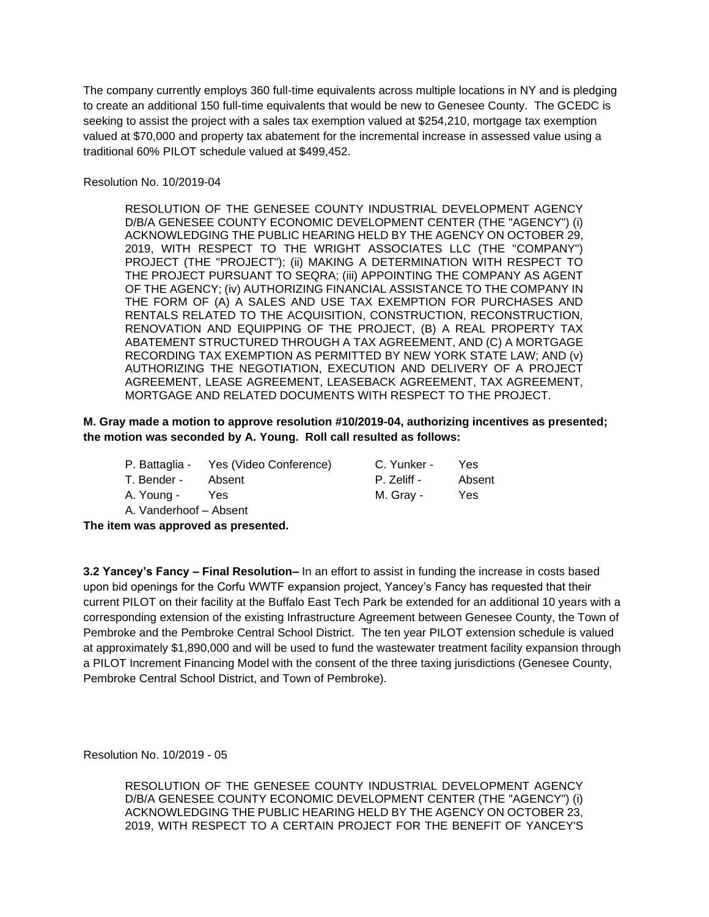The company currently employs 360 full-time equivalents across multiple locations in NY and is pledging to create an additional 150 full-time equivalents that would be new to Genesee County. The GCEDC is seeking to assist the project with a sales tax exemption valued at $254,210, mortgage tax exemption valued at $70,000 and property tax abatement for the incremental increase in assessed value using a traditional 60% PILOT schedule valued at $499,452.

Resolution No. 10/2019-04

> RESOLUTION OF THE GENESEE COUNTY INDUSTRIAL DEVELOPMENT AGENCY D/B/A GENESEE COUNTY ECONOMIC DEVELOPMENT CENTER (THE "AGENCY") (i) ACKNOWLEDGING THE PUBLIC HEARING HELD BY THE AGENCY ON OCTOBER 29, 2019, WITH RESPECT TO THE WRIGHT ASSOCIATES LLC (THE "COMPANY") PROJECT (THE "PROJECT"); (ii) MAKING A DETERMINATION WITH RESPECT TO THE PROJECT PURSUANT TO SEQRA; (iii) APPOINTING THE COMPANY AS AGENT OF THE AGENCY; (iv) AUTHORIZING FINANCIAL ASSISTANCE TO THE COMPANY IN THE FORM OF (A) A SALES AND USE TAX EXEMPTION FOR PURCHASES AND RENTALS RELATED TO THE ACQUISITION, CONSTRUCTION, RECONSTRUCTION, RENOVATION AND EQUIPPING OF THE PROJECT, (B) A REAL PROPERTY TAX ABATEMENT STRUCTURED THROUGH A TAX AGREEMENT, AND (C) A MORTGAGE RECORDING TAX EXEMPTION AS PERMITTED BY NEW YORK STATE LAW; AND (v) AUTHORIZING THE NEGOTIATION, EXECUTION AND DELIVERY OF A PROJECT AGREEMENT, LEASE AGREEMENT, LEASEBACK AGREEMENT, TAX AGREEMENT, MORTGAGE AND RELATED DOCUMENTS WITH RESPECT TO THE PROJECT.

**M. Gray made a motion to approve resolution #10/2019-04, authorizing incentives as presented; the motion was seconded by A. Young. Roll call resulted as follows:**

| | | | |
|---|---|---|---|
| P. Battaglia - | Yes (Video Conference) | C. Yunker - | Yes |
| T. Bender - | Absent | P. Zeliff - | Absent |
| A. Young - | Yes | M. Gray - | Yes |
| A. Vanderhoof – Absent | | | |

**The item was approved as presented.**

**3.2 Yancey's Fancy – Final Resolution–** In an effort to assist in funding the increase in costs based upon bid openings for the Corfu WWTF expansion project, Yancey's Fancy has requested that their current PILOT on their facility at the Buffalo East Tech Park be extended for an additional 10 years with a corresponding extension of the existing Infrastructure Agreement between Genesee County, the Town of Pembroke and the Pembroke Central School District. The ten year PILOT extension schedule is valued at approximately $1,890,000 and will be used to fund the wastewater treatment facility expansion through a PILOT Increment Financing Model with the consent of the three taxing jurisdictions (Genesee County, Pembroke Central School District, and Town of Pembroke).

Resolution No. 10/2019 - 05

> RESOLUTION OF THE GENESEE COUNTY INDUSTRIAL DEVELOPMENT AGENCY D/B/A GENESEE COUNTY ECONOMIC DEVELOPMENT CENTER (THE "AGENCY") (i) ACKNOWLEDGING THE PUBLIC HEARING HELD BY THE AGENCY ON OCTOBER 23, 2019, WITH RESPECT TO A CERTAIN PROJECT FOR THE BENEFIT OF YANCEY'S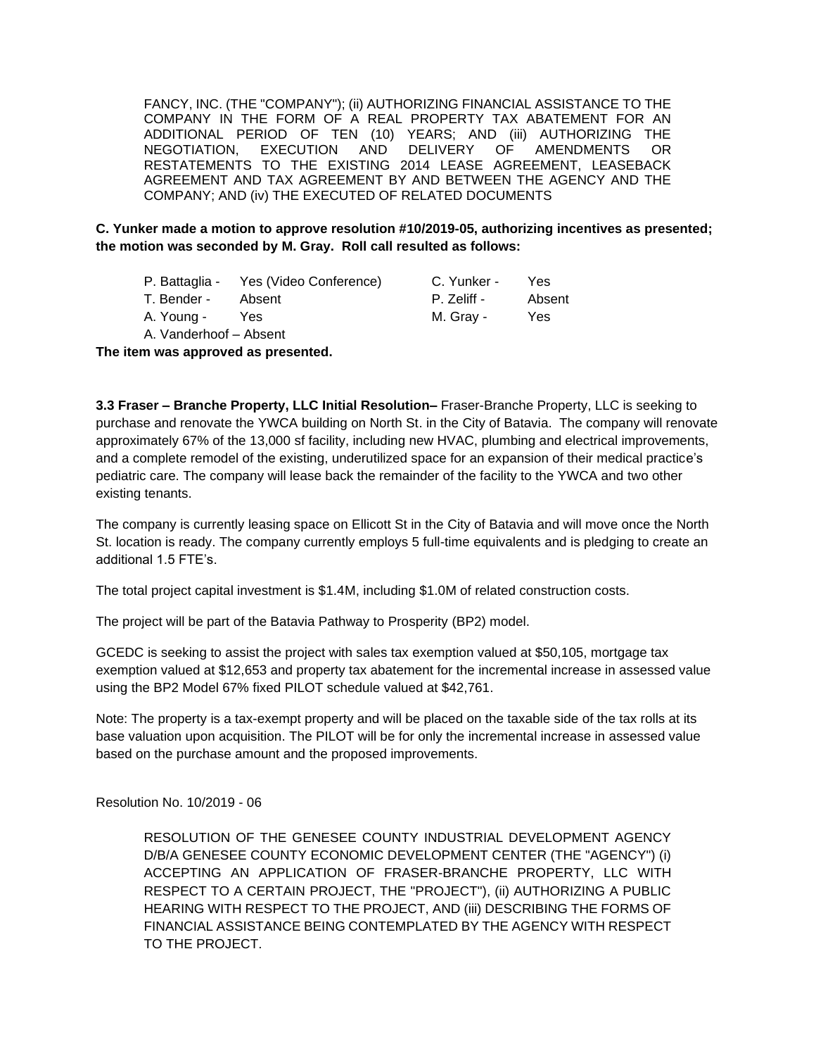FANCY, INC. (THE "COMPANY"); (ii) AUTHORIZING FINANCIAL ASSISTANCE TO THE COMPANY IN THE FORM OF A REAL PROPERTY TAX ABATEMENT FOR AN ADDITIONAL PERIOD OF TEN (10) YEARS; AND (iii) AUTHORIZING THE NEGOTIATION, EXECUTION AND DELIVERY OF AMENDMENTS OR RESTATEMENTS TO THE EXISTING 2014 LEASE AGREEMENT, LEASEBACK AGREEMENT AND TAX AGREEMENT BY AND BETWEEN THE AGENCY AND THE COMPANY; AND (iv) THE EXECUTED OF RELATED DOCUMENTS

**C. Yunker made a motion to approve resolution #10/2019-05, authorizing incentives as presented; the motion was seconded by M. Gray. Roll call resulted as follows:**

| | | | |
|---|---|---|---|
| P. Battaglia - | Yes (Video Conference) | C. Yunker - | Yes |
| T. Bender - | Absent | P. Zeliff - | Absent |
| A. Young - | Yes | M. Gray - | Yes |
| A. Vanderhoof – Absent | | | |

**The item was approved as presented.**

**3.3 Fraser – Branche Property, LLC Initial Resolution–** Fraser-Branche Property, LLC is seeking to purchase and renovate the YWCA building on North St. in the City of Batavia. The company will renovate approximately 67% of the 13,000 sf facility, including new HVAC, plumbing and electrical improvements, and a complete remodel of the existing, underutilized space for an expansion of their medical practice's pediatric care. The company will lease back the remainder of the facility to the YWCA and two other existing tenants.

The company is currently leasing space on Ellicott St in the City of Batavia and will move once the North St. location is ready. The company currently employs 5 full-time equivalents and is pledging to create an additional 1.5 FTE's.

The total project capital investment is $1.4M, including $1.0M of related construction costs.

The project will be part of the Batavia Pathway to Prosperity (BP2) model.

GCEDC is seeking to assist the project with sales tax exemption valued at $50,105, mortgage tax exemption valued at $12,653 and property tax abatement for the incremental increase in assessed value using the BP2 Model 67% fixed PILOT schedule valued at $42,761.

Note: The property is a tax-exempt property and will be placed on the taxable side of the tax rolls at its base valuation upon acquisition. The PILOT will be for only the incremental increase in assessed value based on the purchase amount and the proposed improvements.

Resolution No. 10/2019 - 06

RESOLUTION OF THE GENESEE COUNTY INDUSTRIAL DEVELOPMENT AGENCY D/B/A GENESEE COUNTY ECONOMIC DEVELOPMENT CENTER (THE "AGENCY") (i) ACCEPTING AN APPLICATION OF FRASER-BRANCHE PROPERTY, LLC WITH RESPECT TO A CERTAIN PROJECT, THE "PROJECT"), (ii) AUTHORIZING A PUBLIC HEARING WITH RESPECT TO THE PROJECT, AND (iii) DESCRIBING THE FORMS OF FINANCIAL ASSISTANCE BEING CONTEMPLATED BY THE AGENCY WITH RESPECT TO THE PROJECT.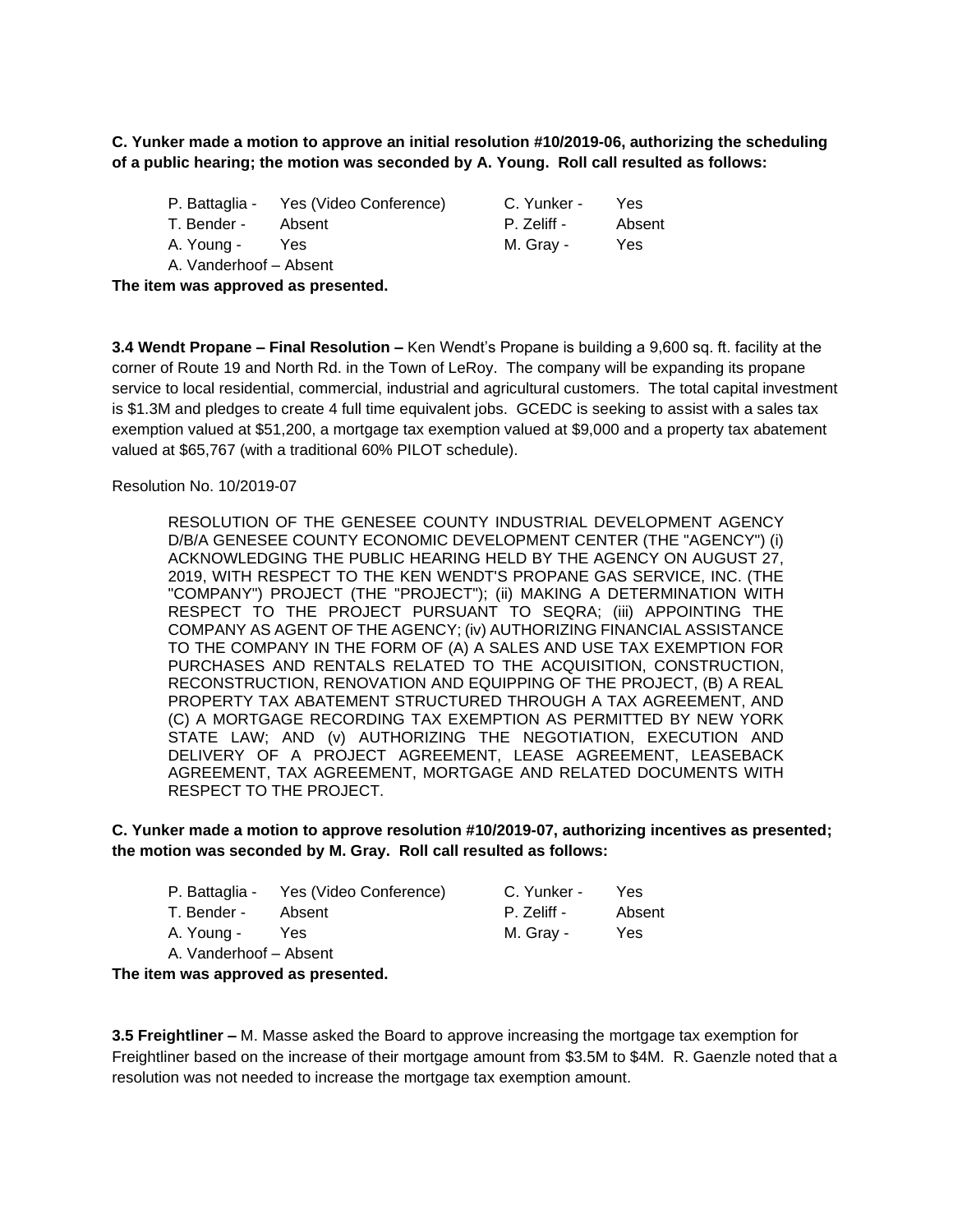**C. Yunker made a motion to approve an initial resolution #10/2019-06, authorizing the scheduling of a public hearing; the motion was seconded by A. Young. Roll call resulted as follows:**

| | | | |
|---|---|---|---|
| P. Battaglia - | Yes (Video Conference) | C. Yunker - | Yes |
| T. Bender - | Absent | P. Zeliff - | Absent |
| A. Young - | Yes | M. Gray - | Yes |
| A. Vanderhoof – Absent | | | |

**The item was approved as presented.**

**3.4 Wendt Propane – Final Resolution –** Ken Wendt's Propane is building a 9,600 sq. ft. facility at the corner of Route 19 and North Rd. in the Town of LeRoy. The company will be expanding its propane service to local residential, commercial, industrial and agricultural customers. The total capital investment is $1.3M and pledges to create 4 full time equivalent jobs. GCEDC is seeking to assist with a sales tax exemption valued at $51,200, a mortgage tax exemption valued at $9,000 and a property tax abatement valued at $65,767 (with a traditional 60% PILOT schedule).

Resolution No. 10/2019-07

> RESOLUTION OF THE GENESEE COUNTY INDUSTRIAL DEVELOPMENT AGENCY D/B/A GENESEE COUNTY ECONOMIC DEVELOPMENT CENTER (THE "AGENCY") (i) ACKNOWLEDGING THE PUBLIC HEARING HELD BY THE AGENCY ON AUGUST 27, 2019, WITH RESPECT TO THE KEN WENDT'S PROPANE GAS SERVICE, INC. (THE "COMPANY") PROJECT (THE "PROJECT"); (ii) MAKING A DETERMINATION WITH RESPECT TO THE PROJECT PURSUANT TO SEQRA; (iii) APPOINTING THE COMPANY AS AGENT OF THE AGENCY; (iv) AUTHORIZING FINANCIAL ASSISTANCE TO THE COMPANY IN THE FORM OF (A) A SALES AND USE TAX EXEMPTION FOR PURCHASES AND RENTALS RELATED TO THE ACQUISITION, CONSTRUCTION, RECONSTRUCTION, RENOVATION AND EQUIPPING OF THE PROJECT, (B) A REAL PROPERTY TAX ABATEMENT STRUCTURED THROUGH A TAX AGREEMENT, AND (C) A MORTGAGE RECORDING TAX EXEMPTION AS PERMITTED BY NEW YORK STATE LAW; AND (v) AUTHORIZING THE NEGOTIATION, EXECUTION AND DELIVERY OF A PROJECT AGREEMENT, LEASE AGREEMENT, LEASEBACK AGREEMENT, TAX AGREEMENT, MORTGAGE AND RELATED DOCUMENTS WITH RESPECT TO THE PROJECT.

**C. Yunker made a motion to approve resolution #10/2019-07, authorizing incentives as presented; the motion was seconded by M. Gray. Roll call resulted as follows:**

| | | | |
|---|---|---|---|
| P. Battaglia - | Yes (Video Conference) | C. Yunker - | Yes |
| T. Bender - | Absent | P. Zeliff - | Absent |
| A. Young - | Yes | M. Gray - | Yes |
| A. Vanderhoof – Absent | | | |

**The item was approved as presented.**

**3.5 Freightliner –** M. Masse asked the Board to approve increasing the mortgage tax exemption for Freightliner based on the increase of their mortgage amount from $3.5M to $4M. R. Gaenzle noted that a resolution was not needed to increase the mortgage tax exemption amount.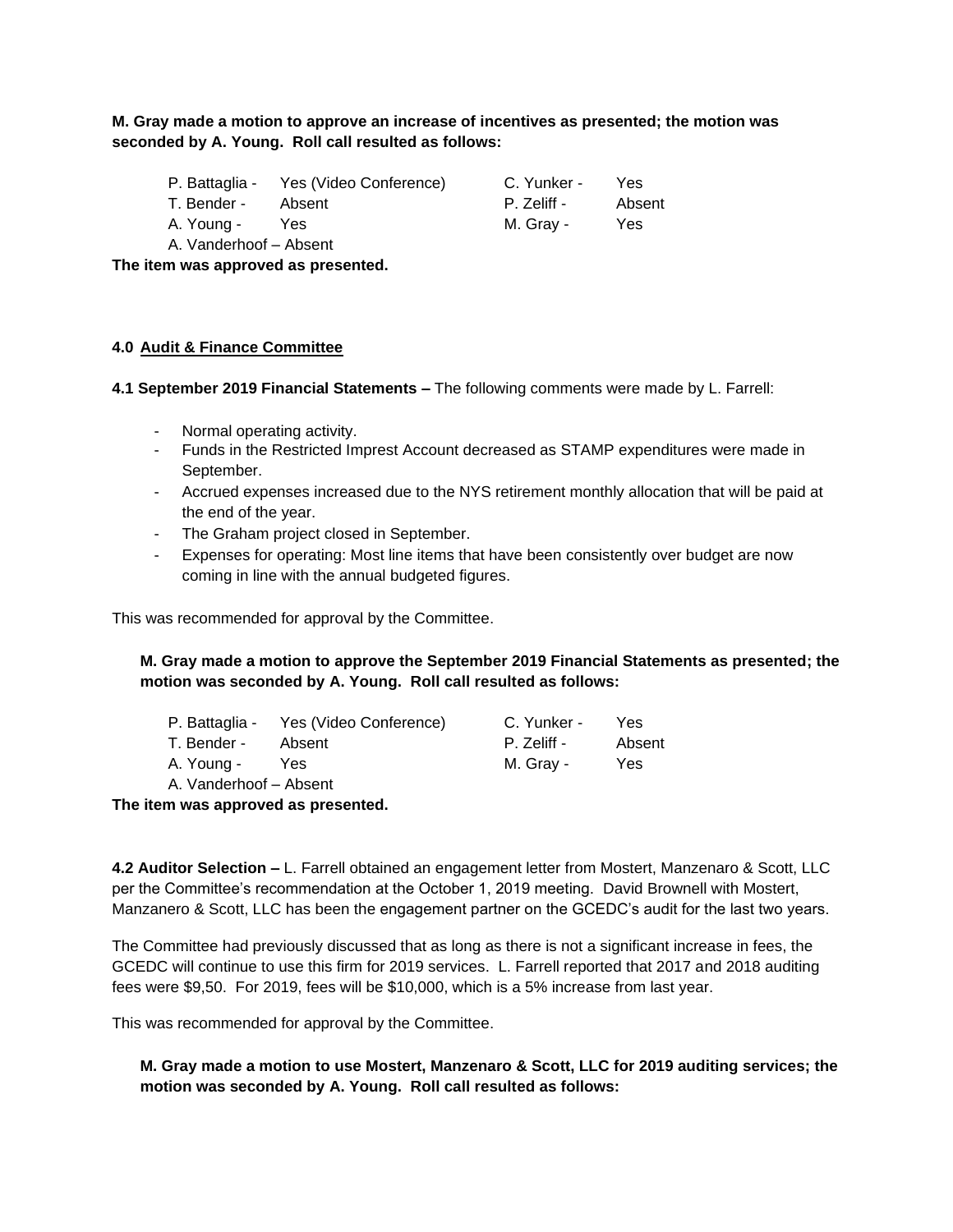**M. Gray made a motion to approve an increase of incentives as presented; the motion was seconded by A. Young. Roll call resulted as follows:**

| | | | |
|---|---|---|---|
| P. Battaglia - | Yes (Video Conference) | C. Yunker - | Yes |
| T. Bender - | Absent | P. Zeliff - | Absent |
| A. Young - | Yes | M. Gray - | Yes |
| A. Vanderhoof – Absent | | | |

**The item was approved as presented.**

**4.0 Audit & Finance Committee**

**4.1 September 2019 Financial Statements –** The following comments were made by L. Farrell:

- Normal operating activity.
- Funds in the Restricted Imprest Account decreased as STAMP expenditures were made in September.
- Accrued expenses increased due to the NYS retirement monthly allocation that will be paid at the end of the year.
- The Graham project closed in September.
- Expenses for operating: Most line items that have been consistently over budget are now coming in line with the annual budgeted figures.

This was recommended for approval by the Committee.

**M. Gray made a motion to approve the September 2019 Financial Statements as presented; the motion was seconded by A. Young. Roll call resulted as follows:**

| | | | |
|---|---|---|---|
| P. Battaglia - | Yes (Video Conference) | C. Yunker - | Yes |
| T. Bender - | Absent | P. Zeliff - | Absent |
| A. Young - | Yes | M. Gray - | Yes |
| A. Vanderhoof – Absent | | | |

**The item was approved as presented.**

**4.2 Auditor Selection –** L. Farrell obtained an engagement letter from Mostert, Manzenaro & Scott, LLC per the Committee's recommendation at the October 1, 2019 meeting. David Brownell with Mostert, Manzanero & Scott, LLC has been the engagement partner on the GCEDC's audit for the last two years.

The Committee had previously discussed that as long as there is not a significant increase in fees, the GCEDC will continue to use this firm for 2019 services. L. Farrell reported that 2017 and 2018 auditing fees were $9,50. For 2019, fees will be $10,000, which is a 5% increase from last year.

This was recommended for approval by the Committee.

**M. Gray made a motion to use Mostert, Manzenaro & Scott, LLC for 2019 auditing services; the motion was seconded by A. Young. Roll call resulted as follows:**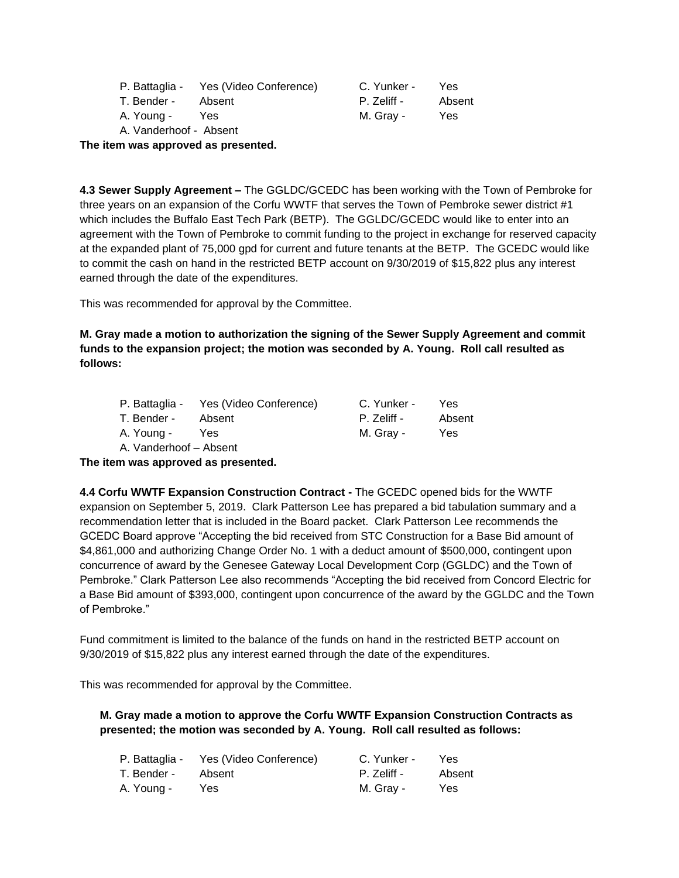| | | | |
|---|---|---|---|
| P. Battaglia - | Yes (Video Conference) | C. Yunker - | Yes |
| T. Bender - | Absent | P. Zeliff - | Absent |
| A. Young - | Yes | M. Gray - | Yes |
| A. Vanderhoof - | Absent | | |

**The item was approved as presented.**

**4.3 Sewer Supply Agreement –** The GGLDC/GCEDC has been working with the Town of Pembroke for three years on an expansion of the Corfu WWTF that serves the Town of Pembroke sewer district #1 which includes the Buffalo East Tech Park (BETP). The GGLDC/GCEDC would like to enter into an agreement with the Town of Pembroke to commit funding to the project in exchange for reserved capacity at the expanded plant of 75,000 gpd for current and future tenants at the BETP. The GCEDC would like to commit the cash on hand in the restricted BETP account on 9/30/2019 of $15,822 plus any interest earned through the date of the expenditures.

This was recommended for approval by the Committee.

**M. Gray made a motion to authorization the signing of the Sewer Supply Agreement and commit funds to the expansion project; the motion was seconded by A. Young. Roll call resulted as follows:**

| | | | |
|---|---|---|---|
| P. Battaglia - | Yes (Video Conference) | C. Yunker - | Yes |
| T. Bender - | Absent | P. Zeliff - | Absent |
| A. Young - | Yes | M. Gray - | Yes |
| A. Vanderhoof – | Absent | | |

**The item was approved as presented.**

**4.4 Corfu WWTF Expansion Construction Contract -** The GCEDC opened bids for the WWTF expansion on September 5, 2019. Clark Patterson Lee has prepared a bid tabulation summary and a recommendation letter that is included in the Board packet. Clark Patterson Lee recommends the GCEDC Board approve "Accepting the bid received from STC Construction for a Base Bid amount of $4,861,000 and authorizing Change Order No. 1 with a deduct amount of $500,000, contingent upon concurrence of award by the Genesee Gateway Local Development Corp (GGLDC) and the Town of Pembroke." Clark Patterson Lee also recommends "Accepting the bid received from Concord Electric for a Base Bid amount of $393,000, contingent upon concurrence of the award by the GGLDC and the Town of Pembroke."

Fund commitment is limited to the balance of the funds on hand in the restricted BETP account on 9/30/2019 of $15,822 plus any interest earned through the date of the expenditures.

This was recommended for approval by the Committee.

**M. Gray made a motion to approve the Corfu WWTF Expansion Construction Contracts as presented; the motion was seconded by A. Young. Roll call resulted as follows:**

| | | | |
|---|---|---|---|
| P. Battaglia - | Yes (Video Conference) | C. Yunker - | Yes |
| T. Bender - | Absent | P. Zeliff - | Absent |
| A. Young - | Yes | M. Gray - | Yes |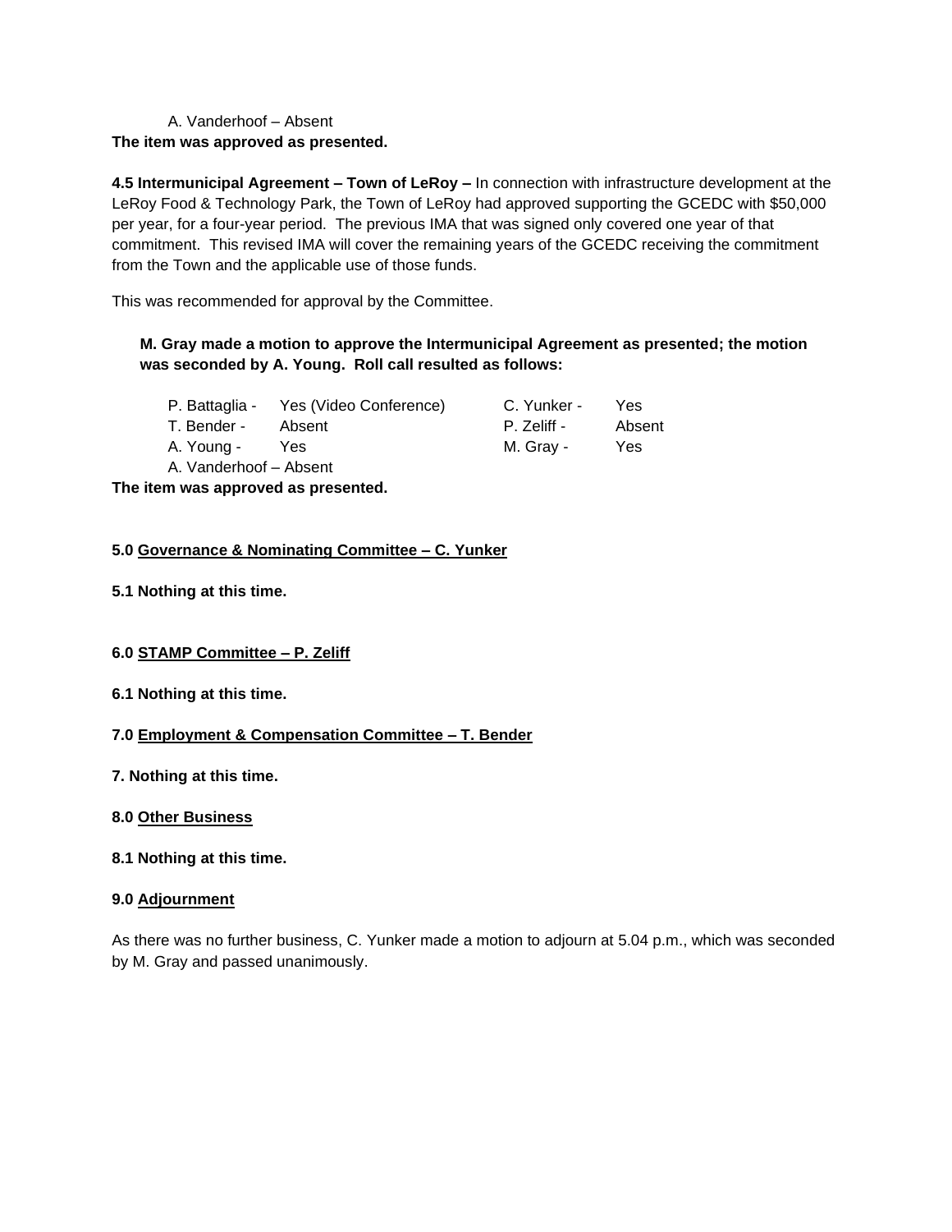A. Vanderhoof – Absent

**The item was approved as presented.**

**4.5 Intermunicipal Agreement – Town of LeRoy –** In connection with infrastructure development at the LeRoy Food & Technology Park, the Town of LeRoy had approved supporting the GCEDC with $50,000 per year, for a four-year period. The previous IMA that was signed only covered one year of that commitment. This revised IMA will cover the remaining years of the GCEDC receiving the commitment from the Town and the applicable use of those funds.

This was recommended for approval by the Committee.

**M. Gray made a motion to approve the Intermunicipal Agreement as presented; the motion was seconded by A. Young. Roll call resulted as follows:**

| | | | |
|---|---|---|---|
| P. Battaglia - | Yes (Video Conference) | C. Yunker - | Yes |
| T. Bender - | Absent | P. Zeliff - | Absent |
| A. Young - | Yes | M. Gray - | Yes |

A. Vanderhoof – Absent

**The item was approved as presented.**

**5.0 <u>Governance & Nominating Committee – C. Yunker</u>**

**5.1 Nothing at this time.**

**6.0 <u>STAMP Committee – P. Zeliff</u>**

**6.1 Nothing at this time.**

**7.0 <u>Employment & Compensation Committee – T. Bender</u>**

**7. Nothing at this time.**

**8.0 <u>Other Business</u>**

**8.1 Nothing at this time.**

**9.0 <u>Adjournment</u>**

As there was no further business, C. Yunker made a motion to adjourn at 5.04 p.m., which was seconded by M. Gray and passed unanimously.